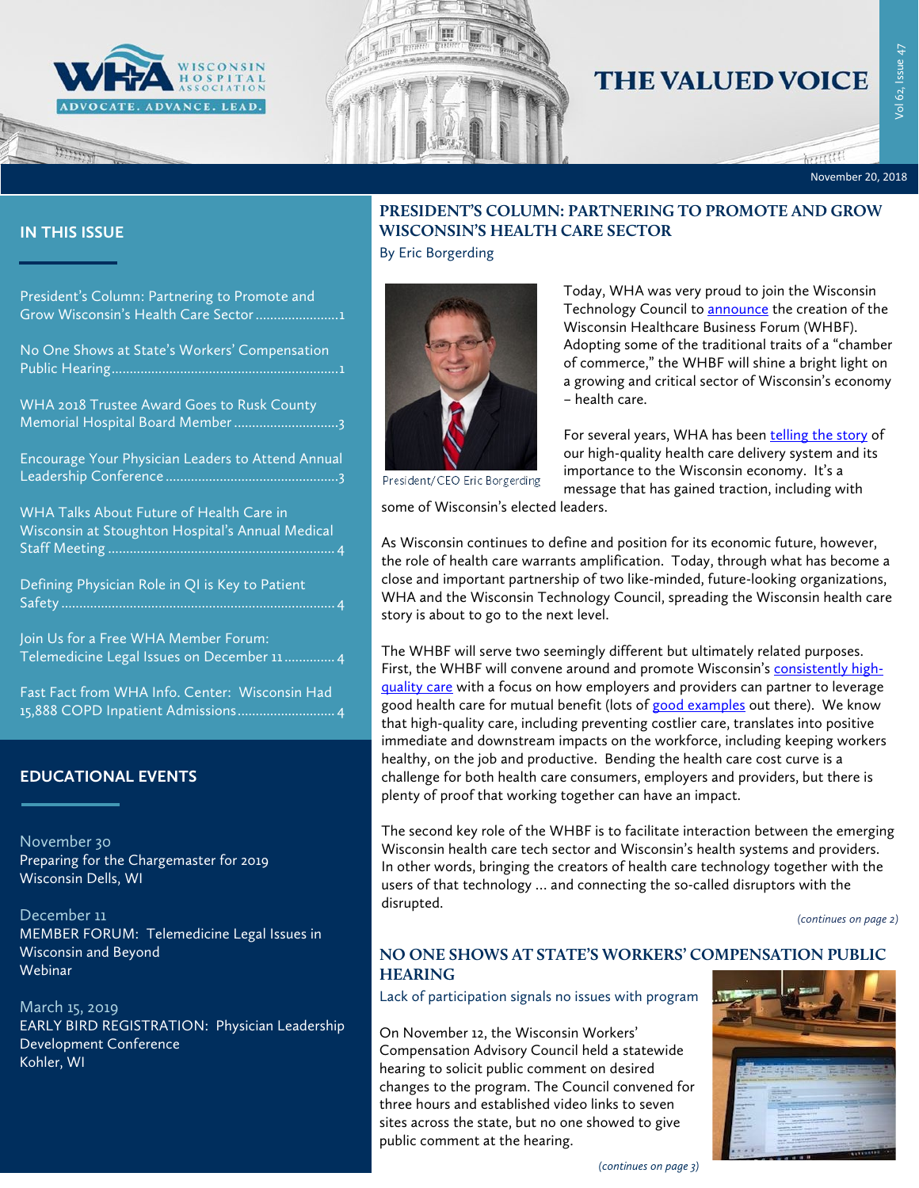# THE VALUED VOICE

November 20, 2018

## IN THIS ISSUE

- President's Column: Partnering to Promote and Grow Wisconsin's Health Care Sector ....................... 1
- No One Shows at State's Workers' Compensation Public Hearing .............................................................. 1
- WHA 2018 Trustee Award Goes to Rusk County Memorial Hospital Board Member ............................ 3
- Encourage Your Physician Leaders to Attend Annual Leadership Conference .............................................. 3
- WHA Talks About Future of Health Care in Wisconsin at Stoughton Hospital's Annual Medical Staff Meeting ............................................................. 4
- Defining Physician Role in QI is Key to Patient Safety ............................................................................ 4
- Join Us for a Free WHA Member Forum: Telemedicine Legal Issues on December 11 ............. 4
- Fast Fact from WHA Info. Center: Wisconsin Had 15,888 COPD Inpatient Admissions .......................... 4

## EDUCATIONAL EVENTS

November 30
Preparing for the Chargemaster for 2019
Wisconsin Dells, WI

December 11
MEMBER FORUM: Telemedicine Legal Issues in Wisconsin and Beyond
Webinar

March 15, 2019
EARLY BIRD REGISTRATION: Physician Leadership Development Conference
Kohler, WI

## PRESIDENT'S COLUMN: PARTNERING TO PROMOTE AND GROW WISCONSIN'S HEALTH CARE SECTOR

By Eric Borgerding

President/CEO Eric Borgerding

Today, WHA was very proud to join the Wisconsin Technology Council to announce the creation of the Wisconsin Healthcare Business Forum (WHBF). Adopting some of the traditional traits of a "chamber of commerce," the WHBF will shine a bright light on a growing and critical sector of Wisconsin's economy – health care.

For several years, WHA has been telling the story of our high-quality health care delivery system and its importance to the Wisconsin economy. It's a message that has gained traction, including with some of Wisconsin's elected leaders.

As Wisconsin continues to define and position for its economic future, however, the role of health care warrants amplification. Today, through what has become a close and important partnership of two like-minded, future-looking organizations, WHA and the Wisconsin Technology Council, spreading the Wisconsin health care story is about to go to the next level.

The WHBF will serve two seemingly different but ultimately related purposes. First, the WHBF will convene around and promote Wisconsin's consistently high-quality care with a focus on how employers and providers can partner to leverage good health care for mutual benefit (lots of good examples out there). We know that high-quality care, including preventing costlier care, translates into positive immediate and downstream impacts on the workforce, including keeping workers healthy, on the job and productive. Bending the health care cost curve is a challenge for both health care consumers, employers and providers, but there is plenty of proof that working together can have an impact.

The second key role of the WHBF is to facilitate interaction between the emerging Wisconsin health care tech sector and Wisconsin's health systems and providers. In other words, bringing the creators of health care technology together with the users of that technology … and connecting the so-called disruptors with the disrupted.

*(continues on page 2)*

## NO ONE SHOWS AT STATE'S WORKERS' COMPENSATION PUBLIC HEARING

Lack of participation signals no issues with program

On November 12, the Wisconsin Workers' Compensation Advisory Council held a statewide hearing to solicit public comment on desired changes to the program. The Council convened for three hours and established video links to seven sites across the state, but no one showed to give public comment at the hearing.

*(continues on page 3)*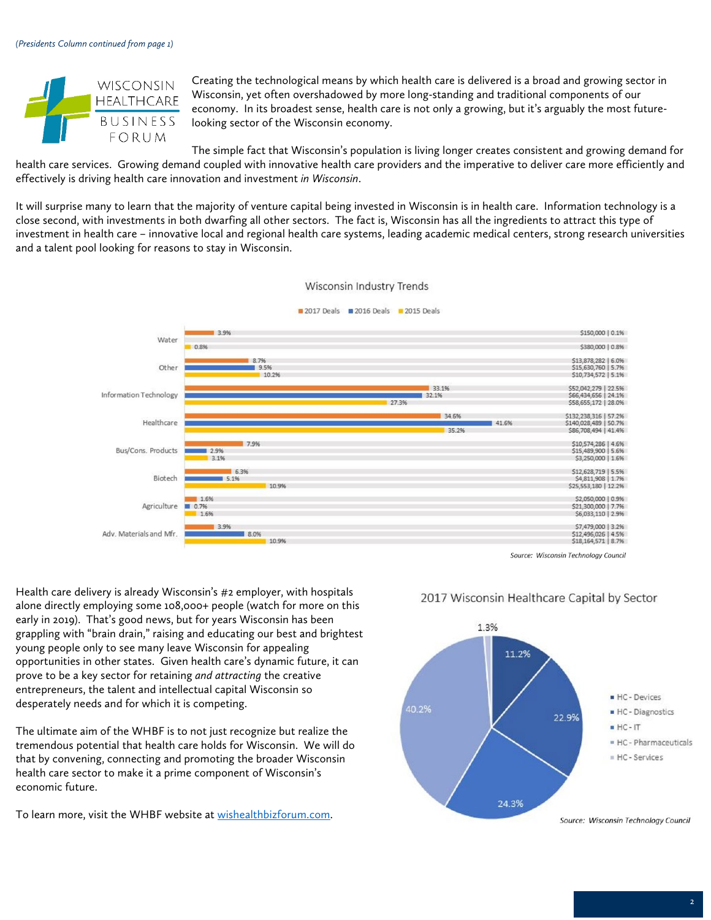*(Presidents Column continued from page 1)*

WISCONSIN HEALTHCARE BUSINESS FORUM

Creating the technological means by which health care is delivered is a broad and growing sector in Wisconsin, yet often overshadowed by more long-standing and traditional components of our economy. In its broadest sense, health care is not only a growing, but it's arguably the most future-looking sector of the Wisconsin economy.

The simple fact that Wisconsin's population is living longer creates consistent and growing demand for health care services. Growing demand coupled with innovative health care providers and the imperative to deliver care more efficiently and effectively is driving health care innovation and investment *in Wisconsin*.

It will surprise many to learn that the majority of venture capital being invested in Wisconsin is in health care. Information technology is a close second, with investments in both dwarfing all other sectors. The fact is, Wisconsin has all the ingredients to attract this type of investment in health care – innovative local and regional health care systems, leading academic medical centers, strong research universities and a talent pool looking for reasons to stay in Wisconsin.

**Wisconsin Industry Trends**

| Industry | 2017 Deals | 2016 Deals | 2015 Deals |
|---|---|---|---|
| Water | 3.9% — $150,000 \| 0.1% | — | 0.8% — $380,000 \| 0.8% |
| Other | 8.7% — $13,878,282 \| 6.0% | 9.5% — $15,630,760 \| 5.7% | 10.2% — $10,734,572 \| 5.1% |
| Information Technology | 33.1% — $52,042,279 \| 22.5% | 32.1% — $66,434,656 \| 24.1% | 27.3% — $58,655,172 \| 28.0% |
| Healthcare | 34.6% — $132,238,316 \| 57.2% | 41.6% — $140,028,489 \| 50.7% | 35.2% — $86,708,494 \| 41.4% |
| Bus/Cons. Products | 7.9% — $10,574,286 \| 4.6% | 2.9% — $15,489,900 \| 5.6% | 3.1% — $3,250,000 \| 1.6% |
| Biotech | 6.3% — $12,628,719 \| 5.5% | 5.1% — $4,811,908 \| 1.7% | 10.9% — $25,553,180 \| 12.2% |
| Agriculture | 1.6% — $2,050,000 \| 0.9% | 0.7% — $21,300,000 \| 7.7% | 1.6% — $6,033,110 \| 2.9% |
| Adv. Materials and Mfr. | 3.9% — $7,479,000 \| 3.2% | 8.0% — $12,496,026 \| 4.5% | 10.9% — $18,164,571 \| 8.7% |

Source: *Wisconsin Technology Council*

Health care delivery is already Wisconsin's #2 employer, with hospitals alone directly employing some 108,000+ people (watch for more on this early in 2019). That's good news, but for years Wisconsin has been grappling with "brain drain," raising and educating our best and brightest young people only to see many leave Wisconsin for appealing opportunities in other states. Given health care's dynamic future, it can prove to be a key sector for retaining *and attracting* the creative entrepreneurs, the talent and intellectual capital Wisconsin so desperately needs and for which it is competing.

The ultimate aim of the WHBF is to not just recognize but realize the tremendous potential that health care holds for Wisconsin. We will do that by convening, connecting and promoting the broader Wisconsin health care sector to make it a prime component of Wisconsin's economic future.

To learn more, visit the WHBF website at [wishealthbizforum.com](wishealthbizforum.com).

**2017 Wisconsin Healthcare Capital by Sector**

| Sector | Share |
|---|---|
| HC - Devices | 11.2% |
| HC - Diagnostics | 22.9% |
| HC - IT | 24.3% |
| HC - Pharmaceuticals | 40.2% |
| HC - Services | 1.3% |

Source: *Wisconsin Technology Council*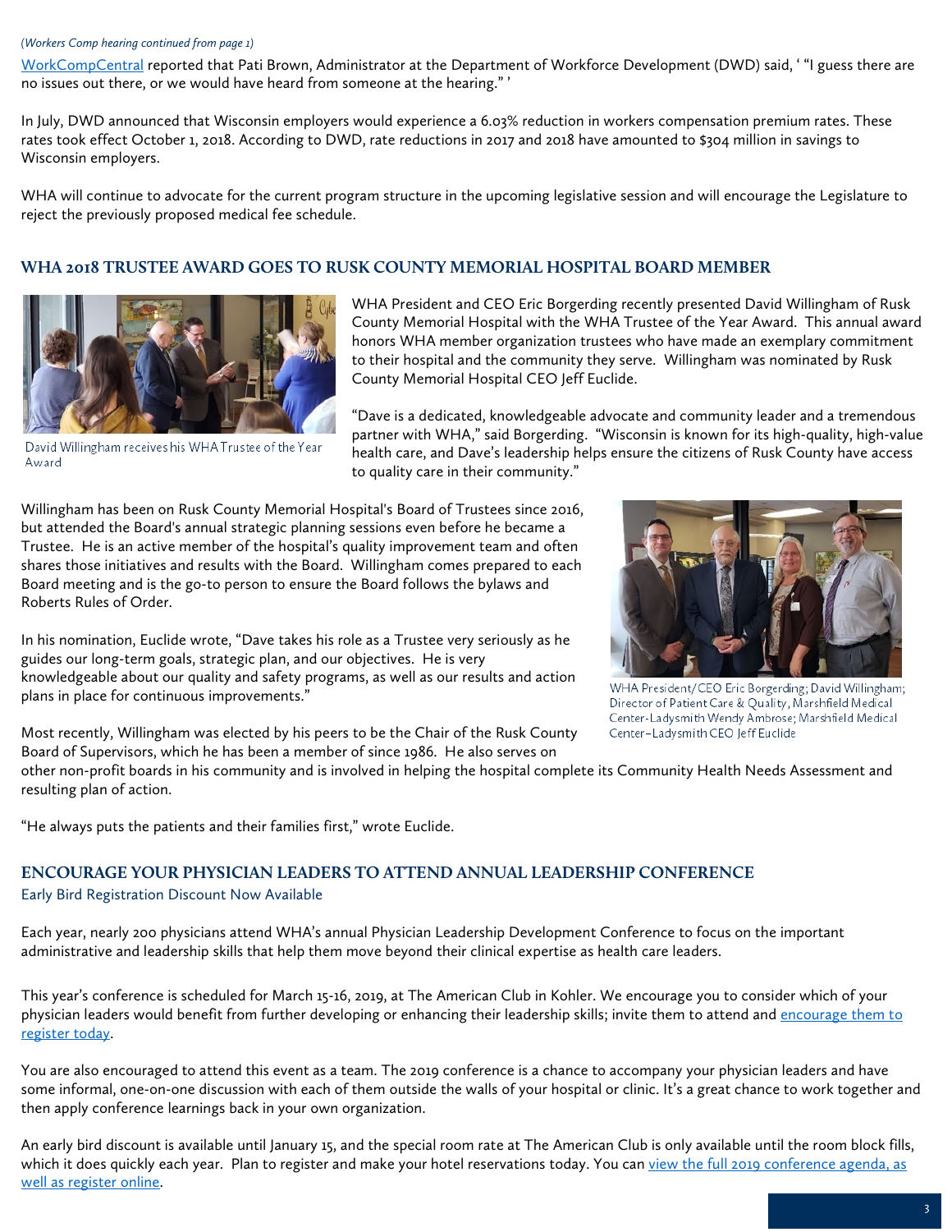*(Workers Comp hearing continued from page 1)*

WorkCompCentral reported that Pati Brown, Administrator at the Department of Workforce Development (DWD) said, ' "I guess there are no issues out there, or we would have heard from someone at the hearing." '

In July, DWD announced that Wisconsin employers would experience a 6.03% reduction in workers compensation premium rates. These rates took effect October 1, 2018. According to DWD, rate reductions in 2017 and 2018 have amounted to $304 million in savings to Wisconsin employers.

WHA will continue to advocate for the current program structure in the upcoming legislative session and will encourage the Legislature to reject the previously proposed medical fee schedule.

## WHA 2018 TRUSTEE AWARD GOES TO RUSK COUNTY MEMORIAL HOSPITAL BOARD MEMBER

David Willingham receives his WHA Trustee of the Year Award

WHA President and CEO Eric Borgerding recently presented David Willingham of Rusk County Memorial Hospital with the WHA Trustee of the Year Award. This annual award honors WHA member organization trustees who have made an exemplary commitment to their hospital and the community they serve. Willingham was nominated by Rusk County Memorial Hospital CEO Jeff Euclide.

"Dave is a dedicated, knowledgeable advocate and community leader and a tremendous partner with WHA," said Borgerding. "Wisconsin is known for its high-quality, high-value health care, and Dave's leadership helps ensure the citizens of Rusk County have access to quality care in their community."

Willingham has been on Rusk County Memorial Hospital's Board of Trustees since 2016, but attended the Board's annual strategic planning sessions even before he became a Trustee. He is an active member of the hospital's quality improvement team and often shares those initiatives and results with the Board. Willingham comes prepared to each Board meeting and is the go-to person to ensure the Board follows the bylaws and Roberts Rules of Order.

In his nomination, Euclide wrote, "Dave takes his role as a Trustee very seriously as he guides our long-term goals, strategic plan, and our objectives. He is very knowledgeable about our quality and safety programs, as well as our results and action plans in place for continuous improvements."

WHA President/CEO Eric Borgerding; David Willingham; Director of Patient Care & Quality, Marshfield Medical Center-Ladysmith Wendy Ambrose; Marshfield Medical Center–Ladysmith CEO Jeff Euclide

Most recently, Willingham was elected by his peers to be the Chair of the Rusk County Board of Supervisors, which he has been a member of since 1986. He also serves on other non-profit boards in his community and is involved in helping the hospital complete its Community Health Needs Assessment and resulting plan of action.

"He always puts the patients and their families first," wrote Euclide.

## ENCOURAGE YOUR PHYSICIAN LEADERS TO ATTEND ANNUAL LEADERSHIP CONFERENCE

Early Bird Registration Discount Now Available

Each year, nearly 200 physicians attend WHA's annual Physician Leadership Development Conference to focus on the important administrative and leadership skills that help them move beyond their clinical expertise as health care leaders.

This year's conference is scheduled for March 15-16, 2019, at The American Club in Kohler. We encourage you to consider which of your physician leaders would benefit from further developing or enhancing their leadership skills; invite them to attend and encourage them to register today.

You are also encouraged to attend this event as a team. The 2019 conference is a chance to accompany your physician leaders and have some informal, one-on-one discussion with each of them outside the walls of your hospital or clinic. It's a great chance to work together and then apply conference learnings back in your own organization.

An early bird discount is available until January 15, and the special room rate at The American Club is only available until the room block fills, which it does quickly each year. Plan to register and make your hotel reservations today. You can view the full 2019 conference agenda, as well as register online.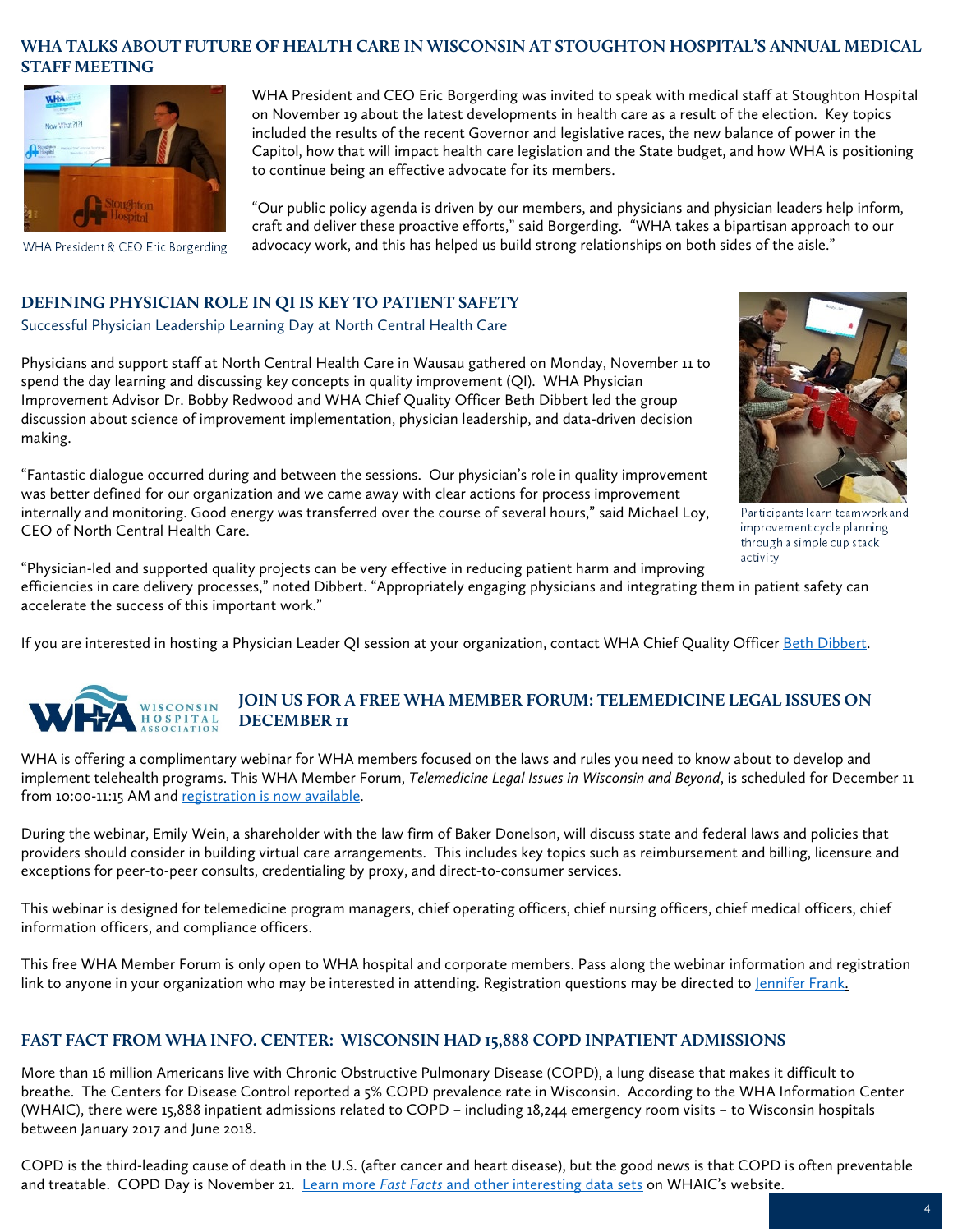## WHA TALKS ABOUT FUTURE OF HEALTH CARE IN WISCONSIN AT STOUGHTON HOSPITAL'S ANNUAL MEDICAL STAFF MEETING

WHA President & CEO Eric Borgerding

WHA President and CEO Eric Borgerding was invited to speak with medical staff at Stoughton Hospital on November 19 about the latest developments in health care as a result of the election. Key topics included the results of the recent Governor and legislative races, the new balance of power in the Capitol, how that will impact health care legislation and the State budget, and how WHA is positioning to continue being an effective advocate for its members.

"Our public policy agenda is driven by our members, and physicians and physician leaders help inform, craft and deliver these proactive efforts," said Borgerding. "WHA takes a bipartisan approach to our advocacy work, and this has helped us build strong relationships on both sides of the aisle."

## DEFINING PHYSICIAN ROLE IN QI IS KEY TO PATIENT SAFETY

Successful Physician Leadership Learning Day at North Central Health Care

Physicians and support staff at North Central Health Care in Wausau gathered on Monday, November 11 to spend the day learning and discussing key concepts in quality improvement (QI). WHA Physician Improvement Advisor Dr. Bobby Redwood and WHA Chief Quality Officer Beth Dibbert led the group discussion about science of improvement implementation, physician leadership, and data-driven decision making.

"Fantastic dialogue occurred during and between the sessions. Our physician's role in quality improvement was better defined for our organization and we came away with clear actions for process improvement internally and monitoring. Good energy was transferred over the course of several hours," said Michael Loy, CEO of North Central Health Care.

Participants learn teamwork and improvement cycle planning through a simple cup stack activity

"Physician-led and supported quality projects can be very effective in reducing patient harm and improving efficiencies in care delivery processes," noted Dibbert. "Appropriately engaging physicians and integrating them in patient safety can accelerate the success of this important work."

If you are interested in hosting a Physician Leader QI session at your organization, contact WHA Chief Quality Officer Beth Dibbert.

## JOIN US FOR A FREE WHA MEMBER FORUM: TELEMEDICINE LEGAL ISSUES ON DECEMBER 11

WHA is offering a complimentary webinar for WHA members focused on the laws and rules you need to know about to develop and implement telehealth programs. This WHA Member Forum, *Telemedicine Legal Issues in Wisconsin and Beyond*, is scheduled for December 11 from 10:00-11:15 AM and registration is now available.

During the webinar, Emily Wein, a shareholder with the law firm of Baker Donelson, will discuss state and federal laws and policies that providers should consider in building virtual care arrangements. This includes key topics such as reimbursement and billing, licensure and exceptions for peer-to-peer consults, credentialing by proxy, and direct-to-consumer services.

This webinar is designed for telemedicine program managers, chief operating officers, chief nursing officers, chief medical officers, chief information officers, and compliance officers.

This free WHA Member Forum is only open to WHA hospital and corporate members. Pass along the webinar information and registration link to anyone in your organization who may be interested in attending. Registration questions may be directed to Jennifer Frank.

## FAST FACT FROM WHA INFO. CENTER: WISCONSIN HAD 15,888 COPD INPATIENT ADMISSIONS

More than 16 million Americans live with Chronic Obstructive Pulmonary Disease (COPD), a lung disease that makes it difficult to breathe. The Centers for Disease Control reported a 5% COPD prevalence rate in Wisconsin. According to the WHA Information Center (WHAIC), there were 15,888 inpatient admissions related to COPD – including 18,244 emergency room visits – to Wisconsin hospitals between January 2017 and June 2018.

COPD is the third-leading cause of death in the U.S. (after cancer and heart disease), but the good news is that COPD is often preventable and treatable. COPD Day is November 21. Learn more *Fast Facts* and other interesting data sets on WHAIC's website.